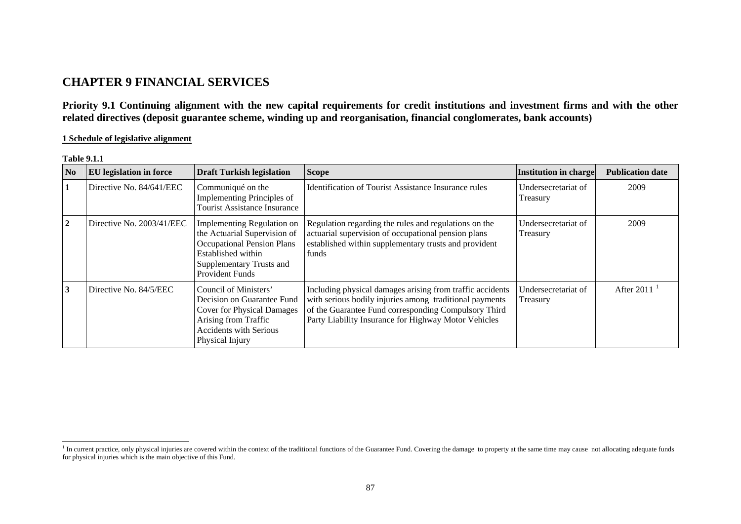# CHAPTER 9 FINANCIAL SERVICES

## Priority 9.1 Continuing alignment with the new capital requirements for credit institutions and investment firms and with the other related directives (deposit guarantee scheme, winding up and reorganisation, financial conglomerates, bank accounts)

**1 Schedule of legislative alignment**

**Table 9.1.1**

| No | EU legislation in force | Draft Turkish legislation | Scope | Institution in charge | Publication date |
|---|---|---|---|---|---|
| 1 | Directive No. 84/641/EEC | Communiqué on the Implementing Principles of Tourist Assistance Insurance | Identification of Tourist Assistance Insurance rules | Undersecretariat of Treasury | 2009 |
| 2 | Directive No. 2003/41/EEC | Implementing Regulation on the Actuarial Supervision of Occupational Pension Plans Established within Supplementary Trusts and Provident Funds | Regulation regarding the rules and regulations on the actuarial supervision of occupational pension plans established within supplementary trusts and provident funds | Undersecretariat of Treasury | 2009 |
| 3 | Directive No. 84/5/EEC | Council of Ministers' Decision on Guarantee Fund Cover for Physical Damages Arising from Traffic Accidents with Serious Physical Injury | Including physical damages arising from traffic accidents with serious bodily injuries among traditional payments of the Guarantee Fund corresponding Compulsory Third Party Liability Insurance for Highway Motor Vehicles | Undersecretariat of Treasury | After 2011 [1] |

[1] In current practice, only physical injuries are covered within the context of the traditional functions of the Guarantee Fund. Covering the damage to property at the same time may cause not allocating adequate funds for physical injuries which is the main objective of this Fund.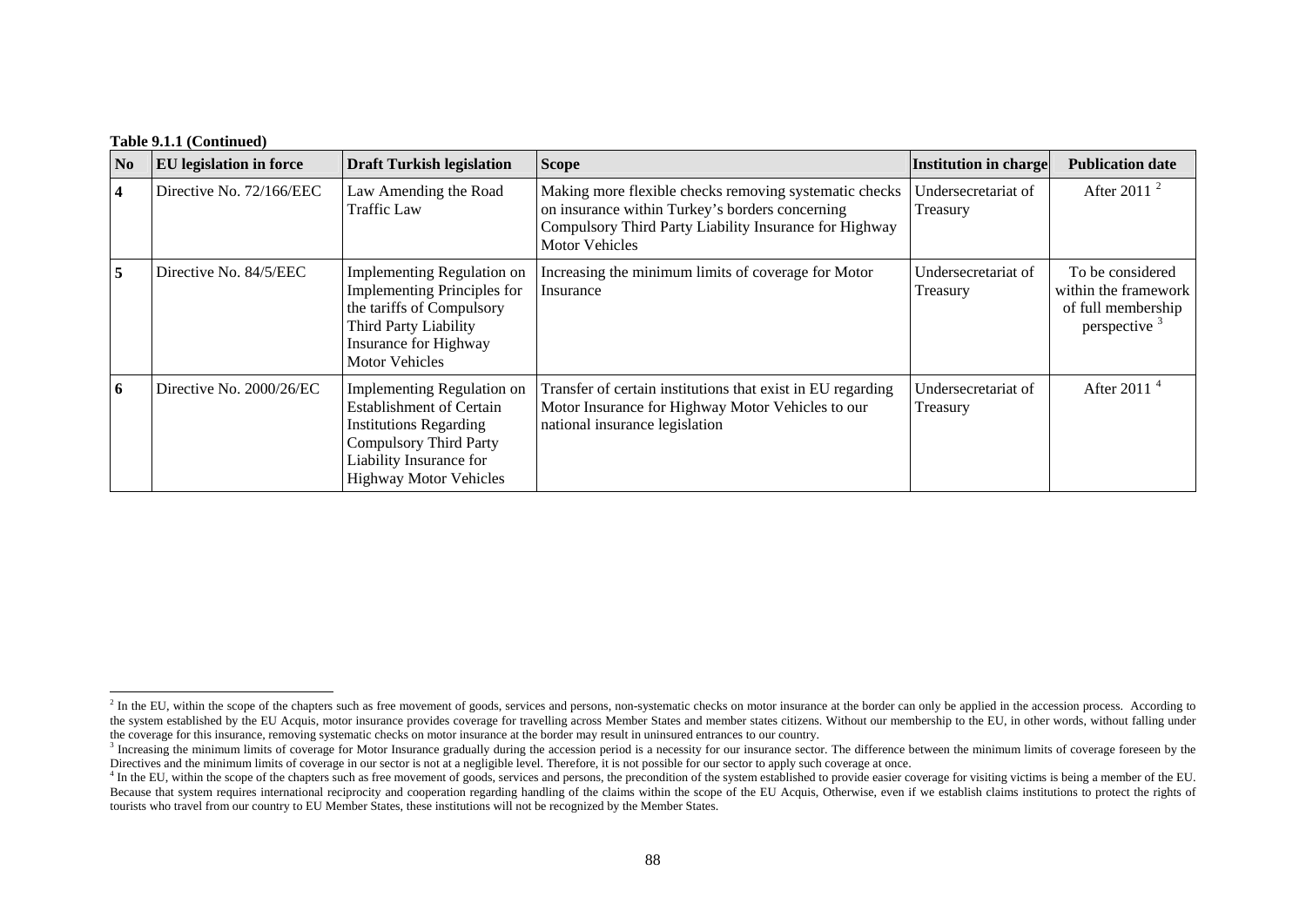**Table 9.1.1 (Continued)**

| No | EU legislation in force | Draft Turkish legislation | Scope | Institution in charge | Publication date |
|---|---|---|---|---|---|
| **4** | Directive No. 72/166/EEC | Law Amending the Road Traffic Law | Making more flexible checks removing systematic checks on insurance within Turkey's borders concerning Compulsory Third Party Liability Insurance for Highway Motor Vehicles | Undersecretariat of Treasury | After 2011 [2] |
| **5** | Directive No. 84/5/EEC | Implementing Regulation on Implementing Principles for the tariffs of Compulsory Third Party Liability Insurance for Highway Motor Vehicles | Increasing the minimum limits of coverage for Motor Insurance | Undersecretariat of Treasury | To be considered within the framework of full membership perspective [3] |
| **6** | Directive No. 2000/26/EC | Implementing Regulation on Establishment of Certain Institutions Regarding Compulsory Third Party Liability Insurance for Highway Motor Vehicles | Transfer of certain institutions that exist in EU regarding Motor Insurance for Highway Motor Vehicles to our national insurance legislation | Undersecretariat of Treasury | After 2011 [4] |

[2] In the EU, within the scope of the chapters such as free movement of goods, services and persons, non-systematic checks on motor insurance at the border can only be applied in the accession process. According to the system established by the EU Acquis, motor insurance provides coverage for travelling across Member States and member states citizens. Without our membership to the EU, in other words, without falling under the coverage for this insurance, removing systematic checks on motor insurance at the border may result in uninsured entrances to our country.

[3] Increasing the minimum limits of coverage for Motor Insurance gradually during the accession period is a necessity for our insurance sector. The difference between the minimum limits of coverage foreseen by the Directives and the minimum limits of coverage in our sector is not at a negligible level. Therefore, it is not possible for our sector to apply such coverage at once.

[4] In the EU, within the scope of the chapters such as free movement of goods, services and persons, the precondition of the system established to provide easier coverage for visiting victims is being a member of the EU. Because that system requires international reciprocity and cooperation regarding handling of the claims within the scope of the EU Acquis, Otherwise, even if we establish claims institutions to protect the rights of tourists who travel from our country to EU Member States, these institutions will not be recognized by the Member States.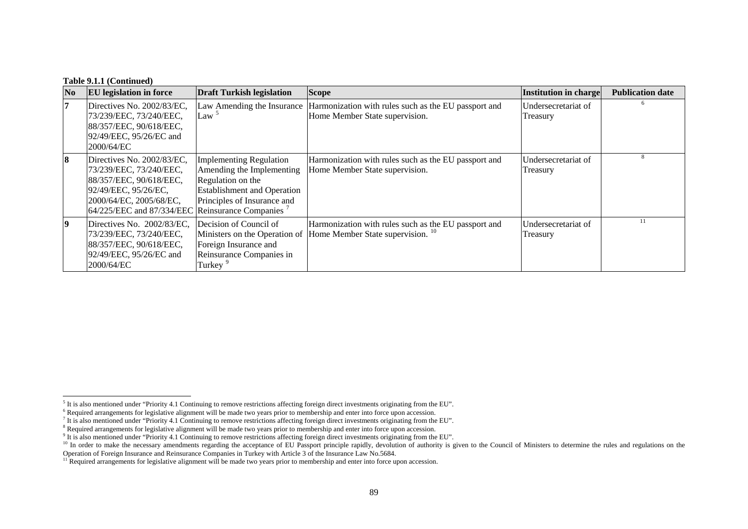**Table 9.1.1 (Continued)**

| No | EU legislation in force | Draft Turkish legislation | Scope | Institution in charge | Publication date |
|---|---|---|---|---|---|
| 7 | Directives No. 2002/83/EC, 73/239/EEC, 73/240/EEC, 88/357/EEC, 90/618/EEC, 92/49/EEC, 95/26/EC and 2000/64/EC | Law Amending the Insurance Law [5] | Harmonization with rules such as the EU passport and Home Member State supervision. | Undersecretariat of Treasury | [6] |
| 8 | Directives No. 2002/83/EC, 73/239/EEC, 73/240/EEC, 88/357/EEC, 90/618/EEC, 92/49/EEC, 95/26/EC, 2000/64/EC, 2005/68/EC, 64/225/EEC and 87/334/EEC | Implementing Regulation Amending the Implementing Regulation on the Establishment and Operation Principles of Insurance and Reinsurance Companies [7] | Harmonization with rules such as the EU passport and Home Member State supervision. | Undersecretariat of Treasury | [8] |
| 9 | Directives No. 2002/83/EC, 73/239/EEC, 73/240/EEC, 88/357/EEC, 90/618/EEC, 92/49/EEC, 95/26/EC and 2000/64/EC | Decision of Council of Ministers on the Operation of Foreign Insurance and Reinsurance Companies in Turkey [9] | Harmonization with rules such as the EU passport and Home Member State supervision. [10] | Undersecretariat of Treasury | [11] |

[5] It is also mentioned under "Priority 4.1 Continuing to remove restrictions affecting foreign direct investments originating from the EU".
[6] Required arrangements for legislative alignment will be made two years prior to membership and enter into force upon accession.
[7] It is also mentioned under "Priority 4.1 Continuing to remove restrictions affecting foreign direct investments originating from the EU".
[8] Required arrangements for legislative alignment will be made two years prior to membership and enter into force upon accession.
[9] It is also mentioned under "Priority 4.1 Continuing to remove restrictions affecting foreign direct investments originating from the EU".
[10] In order to make the necessary amendments regarding the acceptance of EU Passport principle rapidly, devolution of authority is given to the Council of Ministers to determine the rules and regulations on the Operation of Foreign Insurance and Reinsurance Companies in Turkey with Article 3 of the Insurance Law No.5684.
[11] Required arrangements for legislative alignment will be made two years prior to membership and enter into force upon accession.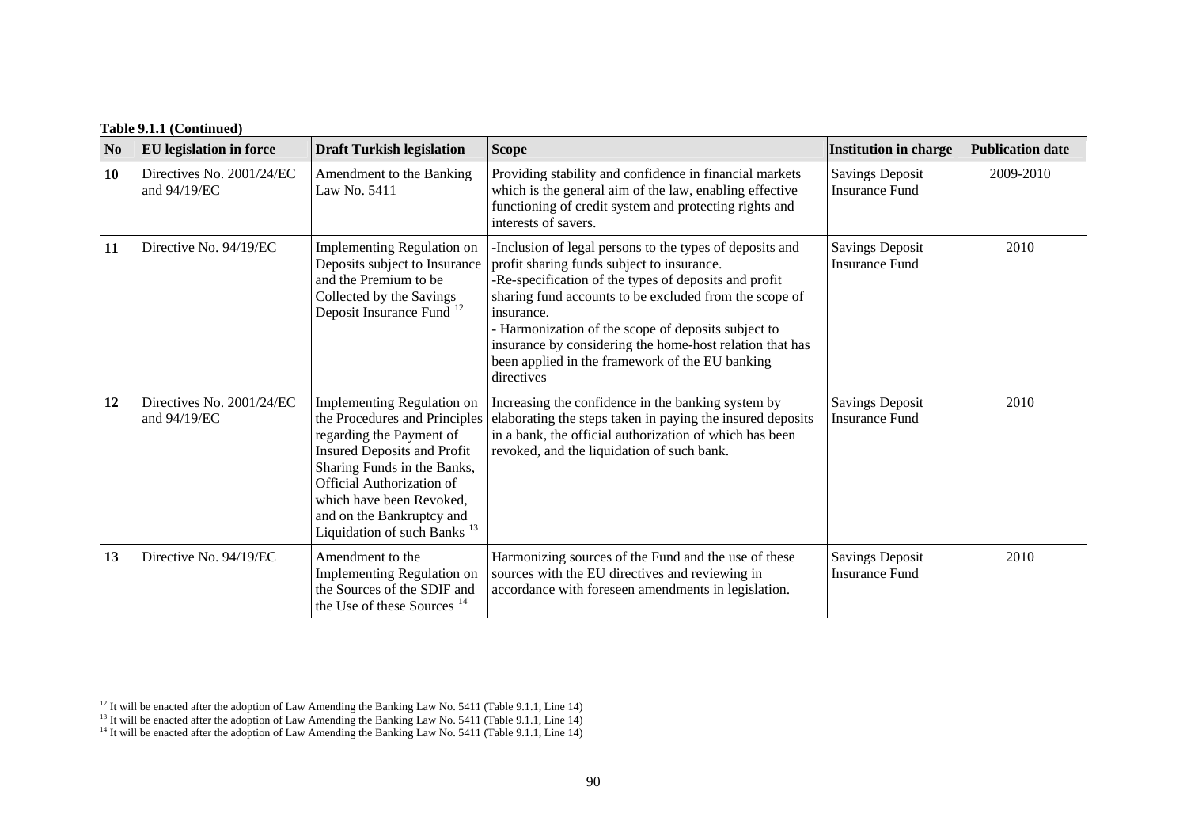**Table 9.1.1 (Continued)**

| No | EU legislation in force | Draft Turkish legislation | Scope | Institution in charge | Publication date |
|---|---|---|---|---|---|
| **10** | Directives No. 2001/24/EC and 94/19/EC | Amendment to the Banking Law No. 5411 | Providing stability and confidence in financial markets which is the general aim of the law, enabling effective functioning of credit system and protecting rights and interests of savers. | Savings Deposit Insurance Fund | 2009-2010 |
| **11** | Directive No. 94/19/EC | Implementing Regulation on Deposits subject to Insurance and the Premium to be Collected by the Savings Deposit Insurance Fund [12] | -Inclusion of legal persons to the types of deposits and profit sharing funds subject to insurance.<br>-Re-specification of the types of deposits and profit sharing fund accounts to be excluded from the scope of insurance.<br>- Harmonization of the scope of deposits subject to insurance by considering the home-host relation that has been applied in the framework of the EU banking directives | Savings Deposit Insurance Fund | 2010 |
| **12** | Directives No. 2001/24/EC and 94/19/EC | Implementing Regulation on the Procedures and Principles regarding the Payment of Insured Deposits and Profit Sharing Funds in the Banks, Official Authorization of which have been Revoked, and on the Bankruptcy and Liquidation of such Banks [13] | Increasing the confidence in the banking system by elaborating the steps taken in paying the insured deposits in a bank, the official authorization of which has been revoked, and the liquidation of such bank. | Savings Deposit Insurance Fund | 2010 |
| **13** | Directive No. 94/19/EC | Amendment to the Implementing Regulation on the Sources of the SDIF and the Use of these Sources [14] | Harmonizing sources of the Fund and the use of these sources with the EU directives and reviewing in accordance with foreseen amendments in legislation. | Savings Deposit Insurance Fund | 2010 |

[12] It will be enacted after the adoption of Law Amending the Banking Law No. 5411 (Table 9.1.1, Line 14)
[13] It will be enacted after the adoption of Law Amending the Banking Law No. 5411 (Table 9.1.1, Line 14)
[14] It will be enacted after the adoption of Law Amending the Banking Law No. 5411 (Table 9.1.1, Line 14)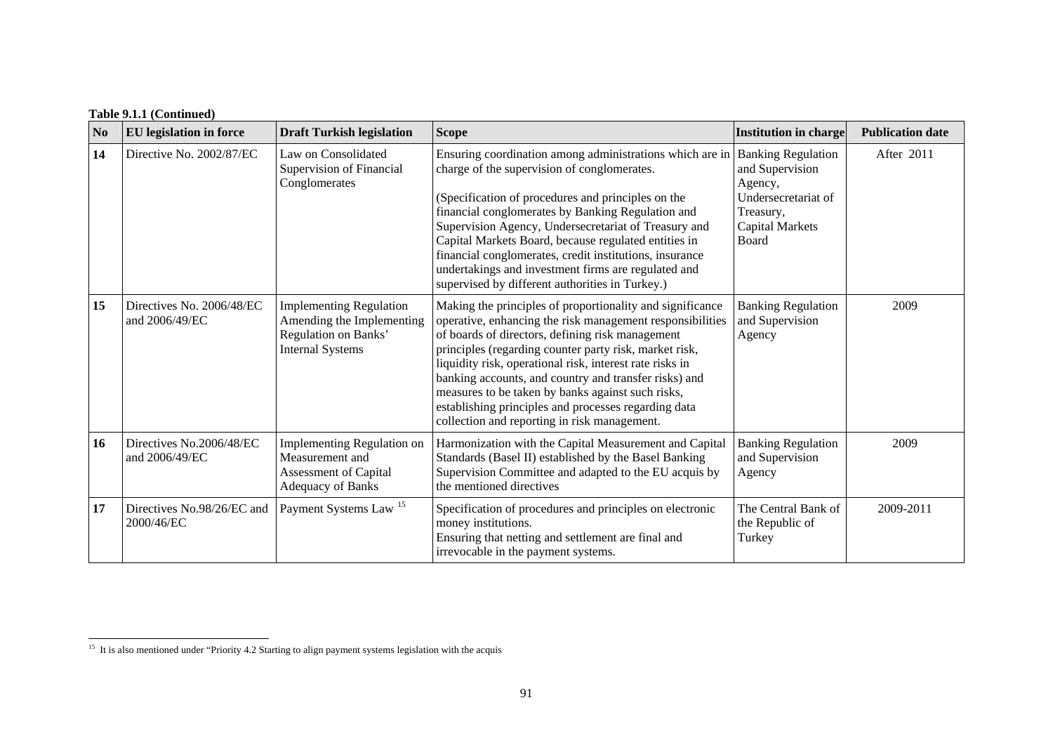**Table 9.1.1 (Continued)**

| No | EU legislation in force | Draft Turkish legislation | Scope | Institution in charge | Publication date |
|---|---|---|---|---|---|
| **14** | Directive No. 2002/87/EC | Law on Consolidated Supervision of Financial Conglomerates | Ensuring coordination among administrations which are in charge of the supervision of conglomerates. (Specification of procedures and principles on the financial conglomerates by Banking Regulation and Supervision Agency, Undersecretariat of Treasury and Capital Markets Board, because regulated entities in financial conglomerates, credit institutions, insurance undertakings and investment firms are regulated and supervised by different authorities in Turkey.) | Banking Regulation and Supervision Agency, Undersecretariat of Treasury, Capital Markets Board | After 2011 |
| **15** | Directives No. 2006/48/EC and 2006/49/EC | Implementing Regulation Amending the Implementing Regulation on Banks' Internal Systems | Making the principles of proportionality and significance operative, enhancing the risk management responsibilities of boards of directors, defining risk management principles (regarding counter party risk, market risk, liquidity risk, operational risk, interest rate risks in banking accounts, and country and transfer risks) and measures to be taken by banks against such risks, establishing principles and processes regarding data collection and reporting in risk management. | Banking Regulation and Supervision Agency | 2009 |
| **16** | Directives No.2006/48/EC and 2006/49/EC | Implementing Regulation on Measurement and Assessment of Capital Adequacy of Banks | Harmonization with the Capital Measurement and Capital Standards (Basel II) established by the Basel Banking Supervision Committee and adapted to the EU acquis by the mentioned directives | Banking Regulation and Supervision Agency | 2009 |
| **17** | Directives No.98/26/EC and 2000/46/EC | Payment Systems Law [15] | Specification of procedures and principles on electronic money institutions. Ensuring that netting and settlement are final and irrevocable in the payment systems. | The Central Bank of the Republic of Turkey | 2009-2011 |

[15] It is also mentioned under "Priority 4.2 Starting to align payment systems legislation with the acquis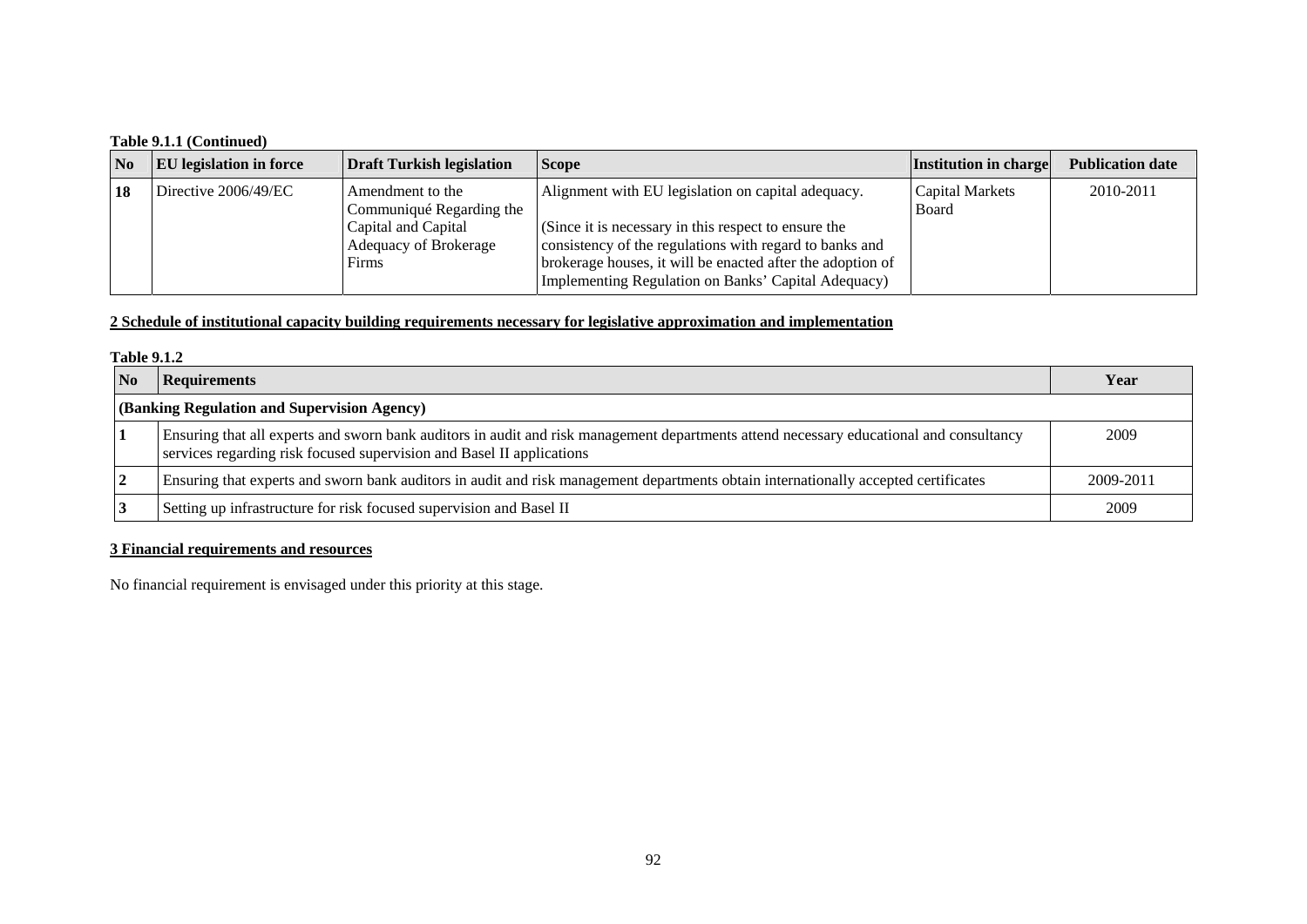**Table 9.1.1 (Continued)**

| No | EU legislation in force | Draft Turkish legislation | Scope | Institution in charge | Publication date |
|---|---|---|---|---|---|
| 18 | Directive 2006/49/EC | Amendment to the Communiqué Regarding the Capital and Capital Adequacy of Brokerage Firms | Alignment with EU legislation on capital adequacy.<br><br>(Since it is necessary in this respect to ensure the consistency of the regulations with regard to banks and brokerage houses, it will be enacted after the adoption of Implementing Regulation on Banks' Capital Adequacy) | Capital Markets Board | 2010-2011 |

**2 Schedule of institutional capacity building requirements necessary for legislative approximation and implementation**

**Table 9.1.2**

| No | Requirements | Year |
|---|---|---|
| **(Banking Regulation and Supervision Agency)** | | |
| 1 | Ensuring that all experts and sworn bank auditors in audit and risk management departments attend necessary educational and consultancy services regarding risk focused supervision and Basel II applications | 2009 |
| 2 | Ensuring that experts and sworn bank auditors in audit and risk management departments obtain internationally accepted certificates | 2009-2011 |
| 3 | Setting up infrastructure for risk focused supervision and Basel II | 2009 |

**3 Financial requirements and resources**

No financial requirement is envisaged under this priority at this stage.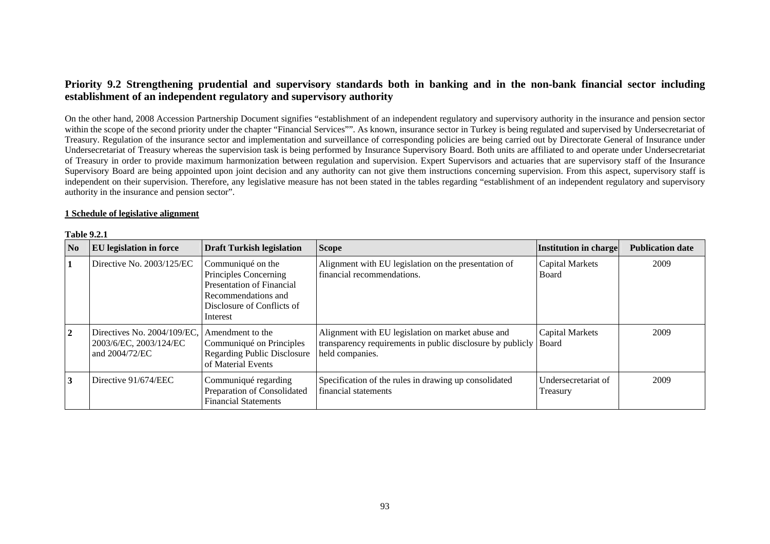## Priority 9.2 Strengthening prudential and supervisory standards both in banking and in the non-bank financial sector including establishment of an independent regulatory and supervisory authority

On the other hand, 2008 Accession Partnership Document signifies "establishment of an independent regulatory and supervisory authority in the insurance and pension sector within the scope of the second priority under the chapter "Financial Services"". As known, insurance sector in Turkey is being regulated and supervised by Undersecretariat of Treasury. Regulation of the insurance sector and implementation and surveillance of corresponding policies are being carried out by Directorate General of Insurance under Undersecretariat of Treasury whereas the supervision task is being performed by Insurance Supervisory Board. Both units are affiliated to and operate under Undersecretariat of Treasury in order to provide maximum harmonization between regulation and supervision. Expert Supervisors and actuaries that are supervisory staff of the Insurance Supervisory Board are being appointed upon joint decision and any authority can not give them instructions concerning supervision. From this aspect, supervisory staff is independent on their supervision. Therefore, any legislative measure has not been stated in the tables regarding "establishment of an independent regulatory and supervisory authority in the insurance and pension sector".

**1 Schedule of legislative alignment**

**Table 9.2.1**

| No | EU legislation in force | Draft Turkish legislation | Scope | Institution in charge | Publication date |
|---|---|---|---|---|---|
| 1 | Directive No. 2003/125/EC | Communiqué on the Principles Concerning Presentation of Financial Recommendations and Disclosure of Conflicts of Interest | Alignment with EU legislation on the presentation of financial recommendations. | Capital Markets Board | 2009 |
| 2 | Directives No. 2004/109/EC, 2003/6/EC, 2003/124/EC and 2004/72/EC | Amendment to the Communiqué on Principles Regarding Public Disclosure of Material Events | Alignment with EU legislation on market abuse and transparency requirements in public disclosure by publicly held companies. | Capital Markets Board | 2009 |
| 3 | Directive 91/674/EEC | Communiqué regarding Preparation of Consolidated Financial Statements | Specification of the rules in drawing up consolidated financial statements | Undersecretariat of Treasury | 2009 |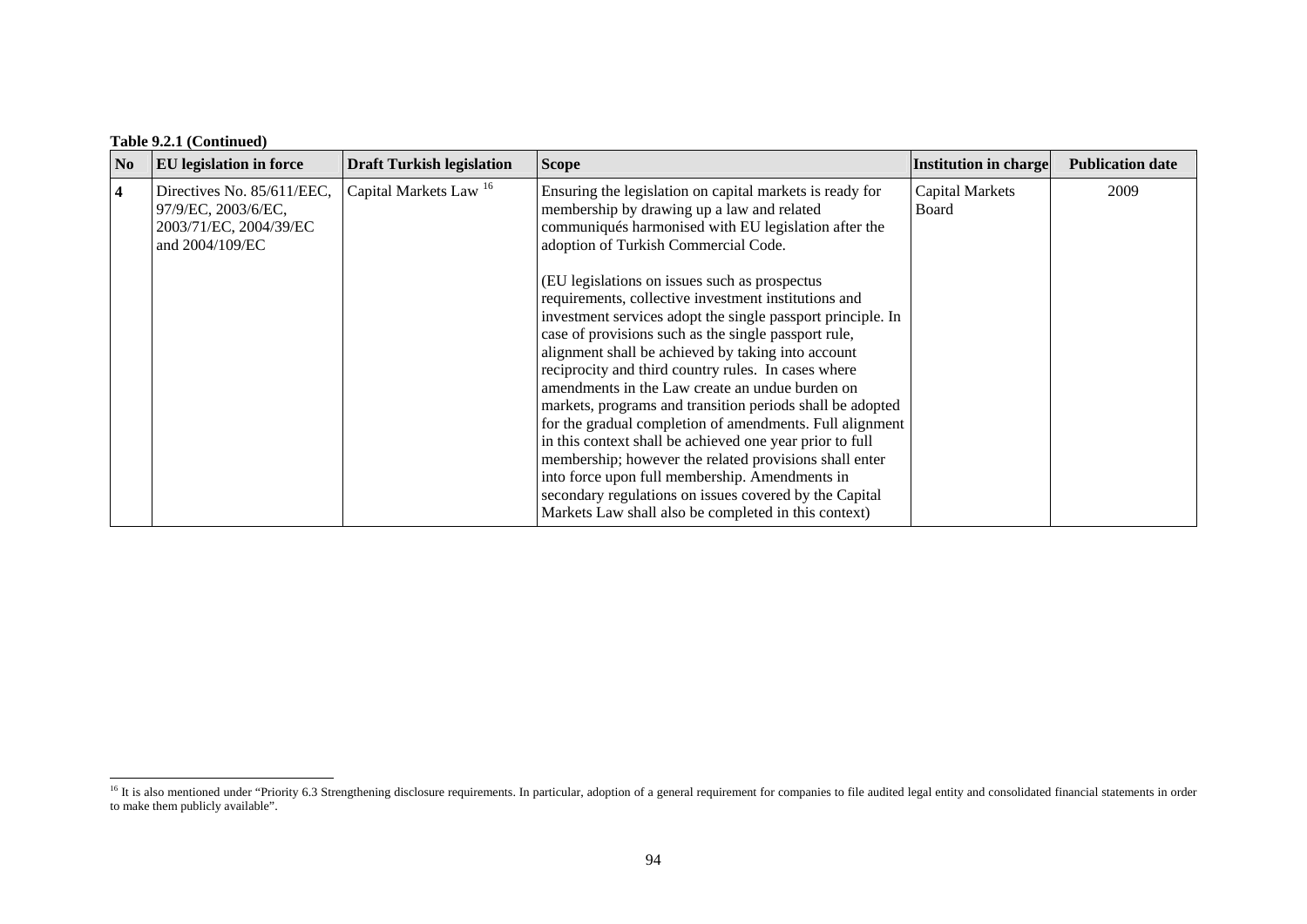**Table 9.2.1 (Continued)**

| No | EU legislation in force | Draft Turkish legislation | Scope | Institution in charge | Publication date |
|---|---|---|---|---|---|
| **4** | Directives No. 85/611/EEC, 97/9/EC, 2003/6/EC, 2003/71/EC, 2004/39/EC and 2004/109/EC | Capital Markets Law [16] | Ensuring the legislation on capital markets is ready for membership by drawing up a law and related communiqués harmonised with EU legislation after the adoption of Turkish Commercial Code.<br><br>(EU legislations on issues such as prospectus requirements, collective investment institutions and investment services adopt the single passport principle. In case of provisions such as the single passport rule, alignment shall be achieved by taking into account reciprocity and third country rules. In cases where amendments in the Law create an undue burden on markets, programs and transition periods shall be adopted for the gradual completion of amendments. Full alignment in this context shall be achieved one year prior to full membership; however the related provisions shall enter into force upon full membership. Amendments in secondary regulations on issues covered by the Capital Markets Law shall also be completed in this context) | Capital Markets Board | 2009 |

[16] It is also mentioned under "Priority 6.3 Strengthening disclosure requirements. In particular, adoption of a general requirement for companies to file audited legal entity and consolidated financial statements in order to make them publicly available".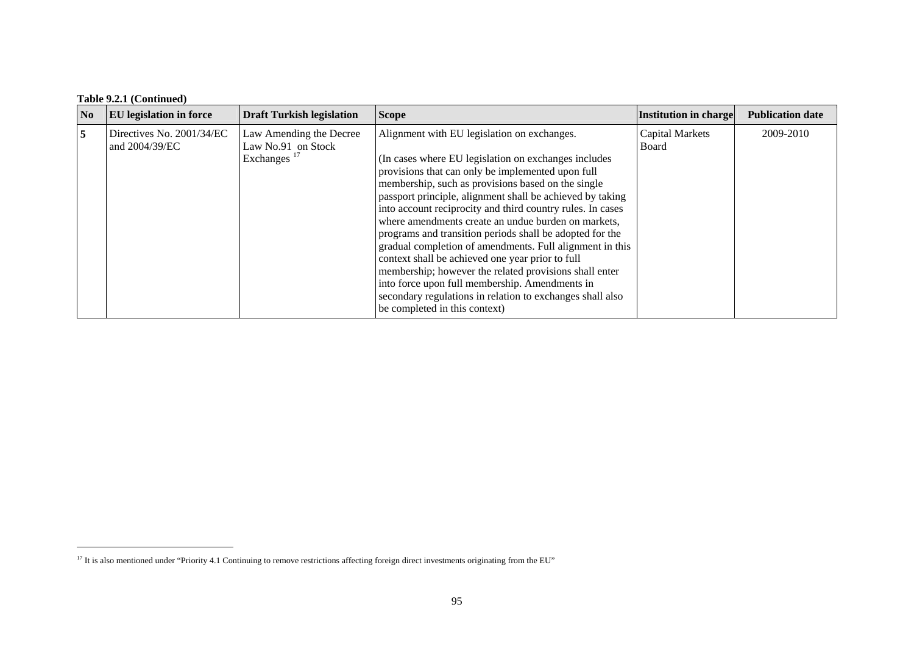**Table 9.2.1 (Continued)**

| No | EU legislation in force | Draft Turkish legislation | Scope | Institution in charge | Publication date |
|---|---|---|---|---|---|
| 5 | Directives No. 2001/34/EC and 2004/39/EC | Law Amending the Decree Law No.91 on Stock Exchanges [17] | Alignment with EU legislation on exchanges.<br><br>(In cases where EU legislation on exchanges includes provisions that can only be implemented upon full membership, such as provisions based on the single passport principle, alignment shall be achieved by taking into account reciprocity and third country rules. In cases where amendments create an undue burden on markets, programs and transition periods shall be adopted for the gradual completion of amendments. Full alignment in this context shall be achieved one year prior to full membership; however the related provisions shall enter into force upon full membership. Amendments in secondary regulations in relation to exchanges shall also be completed in this context) | Capital Markets Board | 2009-2010 |

[17] It is also mentioned under "Priority 4.1 Continuing to remove restrictions affecting foreign direct investments originating from the EU"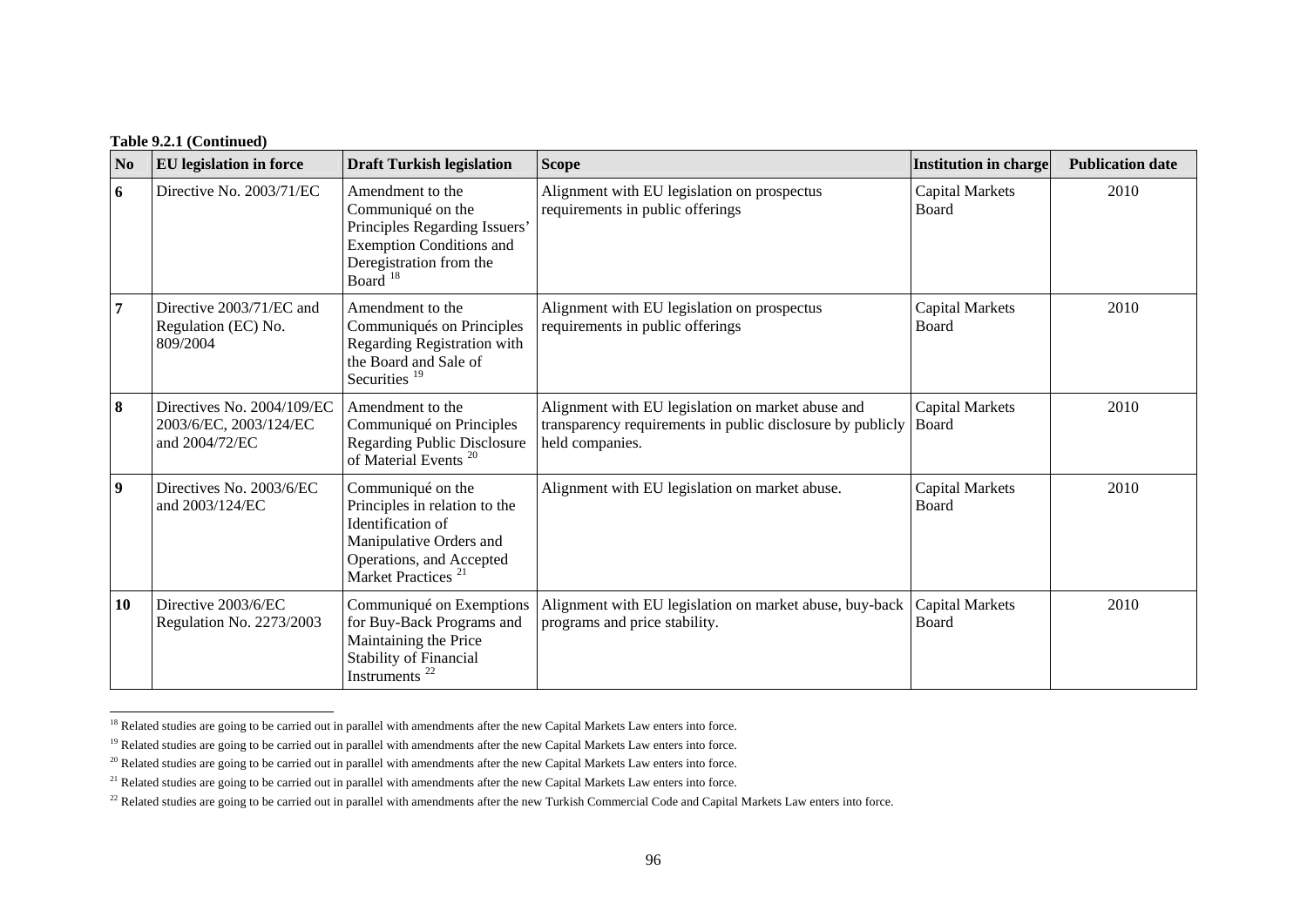**Table 9.2.1 (Continued)**

| No | EU legislation in force | Draft Turkish legislation | Scope | Institution in charge | Publication date |
|---|---|---|---|---|---|
| **6** | Directive No. 2003/71/EC | Amendment to the Communiqué on the Principles Regarding Issuers' Exemption Conditions and Deregistration from the Board [18] | Alignment with EU legislation on prospectus requirements in public offerings | Capital Markets Board | 2010 |
| **7** | Directive 2003/71/EC and Regulation (EC) No. 809/2004 | Amendment to the Communiqués on Principles Regarding Registration with the Board and Sale of Securities [19] | Alignment with EU legislation on prospectus requirements in public offerings | Capital Markets Board | 2010 |
| **8** | Directives No. 2004/109/EC 2003/6/EC, 2003/124/EC and 2004/72/EC | Amendment to the Communiqué on Principles Regarding Public Disclosure of Material Events [20] | Alignment with EU legislation on market abuse and transparency requirements in public disclosure by publicly held companies. | Capital Markets Board | 2010 |
| **9** | Directives No. 2003/6/EC and 2003/124/EC | Communiqué on the Principles in relation to the Identification of Manipulative Orders and Operations, and Accepted Market Practices [21] | Alignment with EU legislation on market abuse. | Capital Markets Board | 2010 |
| **10** | Directive 2003/6/EC Regulation No. 2273/2003 | Communiqué on Exemptions for Buy-Back Programs and Maintaining the Price Stability of Financial Instruments [22] | Alignment with EU legislation on market abuse, buy-back programs and price stability. | Capital Markets Board | 2010 |

[18] Related studies are going to be carried out in parallel with amendments after the new Capital Markets Law enters into force.

[19] Related studies are going to be carried out in parallel with amendments after the new Capital Markets Law enters into force.

[20] Related studies are going to be carried out in parallel with amendments after the new Capital Markets Law enters into force.

[21] Related studies are going to be carried out in parallel with amendments after the new Capital Markets Law enters into force.

[22] Related studies are going to be carried out in parallel with amendments after the new Turkish Commercial Code and Capital Markets Law enters into force.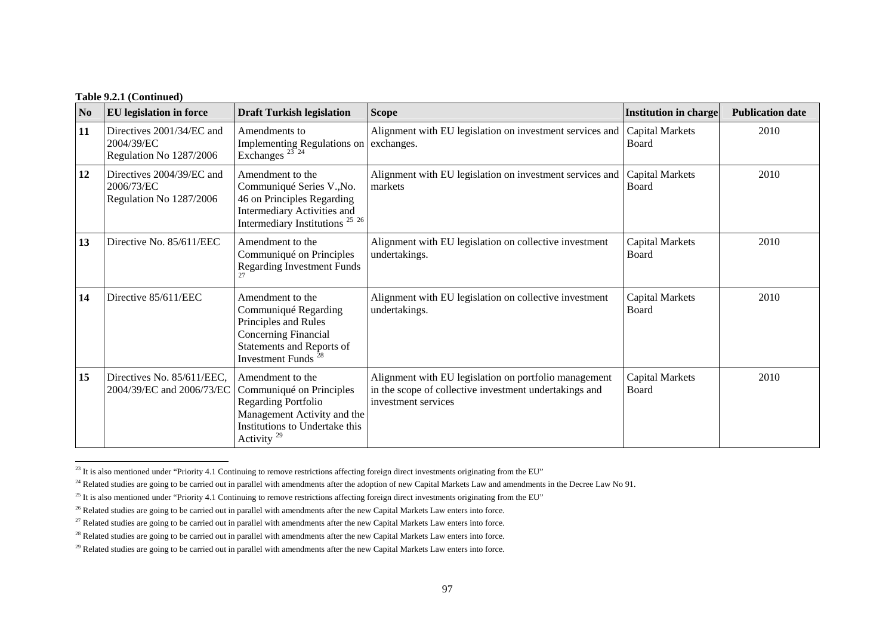**Table 9.2.1 (Continued)**

| No | EU legislation in force | Draft Turkish legislation | Scope | Institution in charge | Publication date |
|---|---|---|---|---|---|
| **11** | Directives 2001/34/EC and 2004/39/EC Regulation No 1287/2006 | Amendments to Implementing Regulations on Exchanges [23] [24] | Alignment with EU legislation on investment services and exchanges. | Capital Markets Board | 2010 |
| **12** | Directives 2004/39/EC and 2006/73/EC Regulation No 1287/2006 | Amendment to the Communiqué Series V.,No. 46 on Principles Regarding Intermediary Activities and Intermediary Institutions [25] [26] | Alignment with EU legislation on investment services and markets | Capital Markets Board | 2010 |
| **13** | Directive No. 85/611/EEC | Amendment to the Communiqué on Principles Regarding Investment Funds [27] | Alignment with EU legislation on collective investment undertakings. | Capital Markets Board | 2010 |
| **14** | Directive 85/611/EEC | Amendment to the Communiqué Regarding Principles and Rules Concerning Financial Statements and Reports of Investment Funds [28] | Alignment with EU legislation on collective investment undertakings. | Capital Markets Board | 2010 |
| **15** | Directives No. 85/611/EEC, 2004/39/EC and 2006/73/EC | Amendment to the Communiqué on Principles Regarding Portfolio Management Activity and the Institutions to Undertake this Activity [29] | Alignment with EU legislation on portfolio management in the scope of collective investment undertakings and investment services | Capital Markets Board | 2010 |

[23] It is also mentioned under "Priority 4.1 Continuing to remove restrictions affecting foreign direct investments originating from the EU"

[24] Related studies are going to be carried out in parallel with amendments after the adoption of new Capital Markets Law and amendments in the Decree Law No 91.

[25] It is also mentioned under "Priority 4.1 Continuing to remove restrictions affecting foreign direct investments originating from the EU"

[26] Related studies are going to be carried out in parallel with amendments after the new Capital Markets Law enters into force.

[27] Related studies are going to be carried out in parallel with amendments after the new Capital Markets Law enters into force.

[28] Related studies are going to be carried out in parallel with amendments after the new Capital Markets Law enters into force.

[29] Related studies are going to be carried out in parallel with amendments after the new Capital Markets Law enters into force.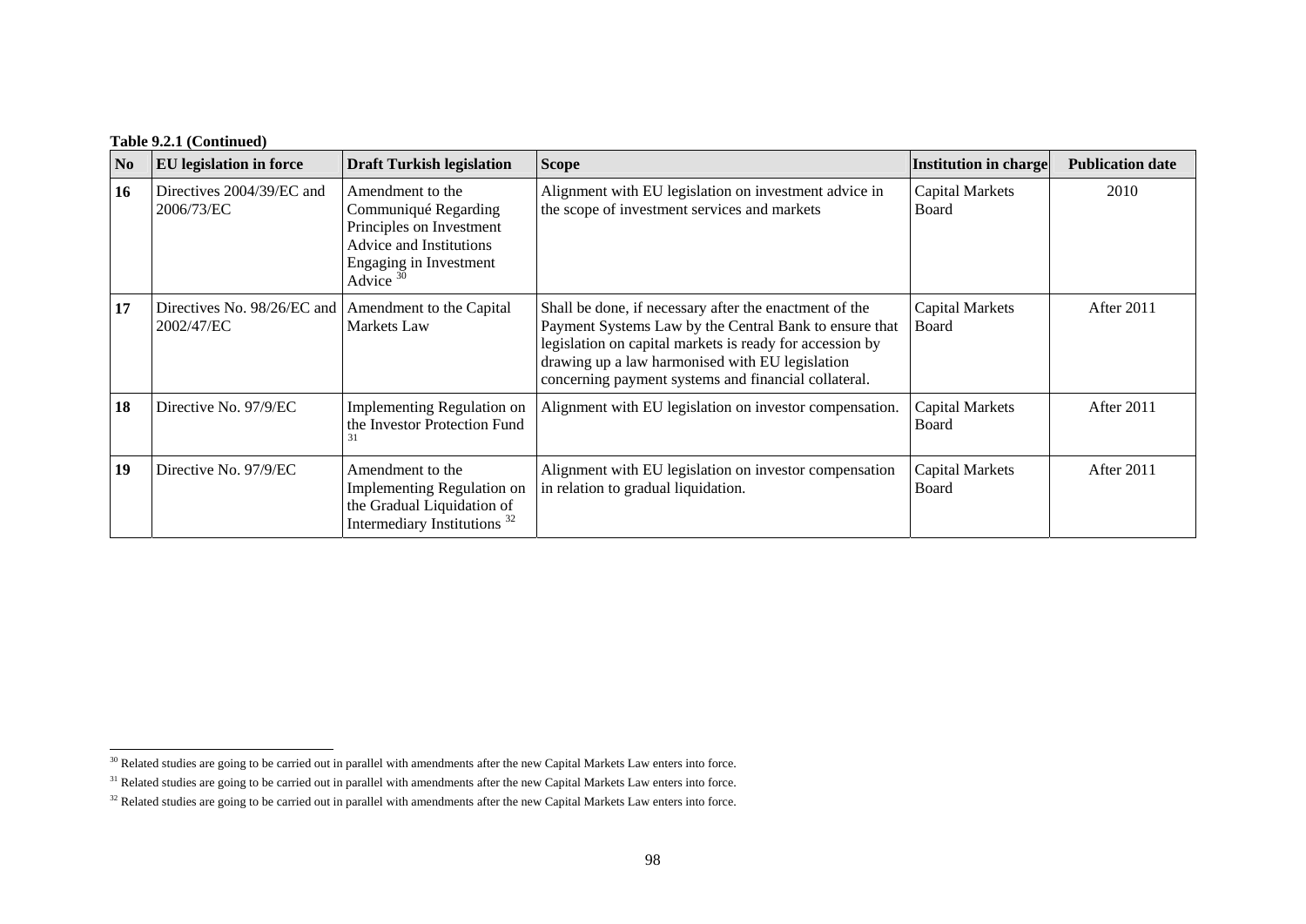**Table 9.2.1 (Continued)**

| No | EU legislation in force | Draft Turkish legislation | Scope | Institution in charge | Publication date |
|---|---|---|---|---|---|
| **16** | Directives 2004/39/EC and 2006/73/EC | Amendment to the Communiqué Regarding Principles on Investment Advice and Institutions Engaging in Investment Advice [30] | Alignment with EU legislation on investment advice in the scope of investment services and markets | Capital Markets Board | 2010 |
| **17** | Directives No. 98/26/EC and 2002/47/EC | Amendment to the Capital Markets Law | Shall be done, if necessary after the enactment of the Payment Systems Law by the Central Bank to ensure that legislation on capital markets is ready for accession by drawing up a law harmonised with EU legislation concerning payment systems and financial collateral. | Capital Markets Board | After 2011 |
| **18** | Directive No. 97/9/EC | Implementing Regulation on the Investor Protection Fund [31] | Alignment with EU legislation on investor compensation. | Capital Markets Board | After 2011 |
| **19** | Directive No. 97/9/EC | Amendment to the Implementing Regulation on the Gradual Liquidation of Intermediary Institutions [32] | Alignment with EU legislation on investor compensation in relation to gradual liquidation. | Capital Markets Board | After 2011 |

[30] Related studies are going to be carried out in parallel with amendments after the new Capital Markets Law enters into force.

[31] Related studies are going to be carried out in parallel with amendments after the new Capital Markets Law enters into force.

[32] Related studies are going to be carried out in parallel with amendments after the new Capital Markets Law enters into force.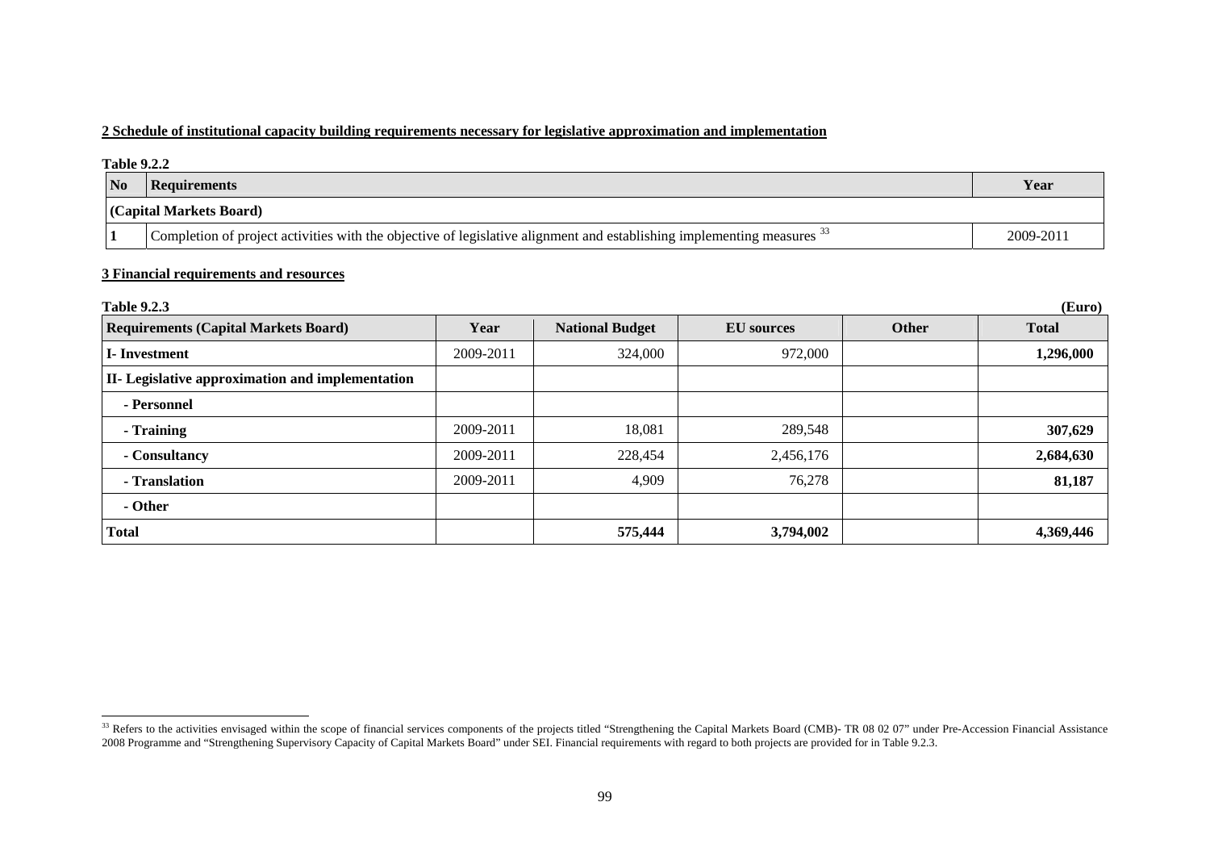**2 Schedule of institutional capacity building requirements necessary for legislative approximation and implementation**

**Table 9.2.2**

| No | Requirements | Year |
|---|---|---|
| **(Capital Markets Board)** | | |
| **1** | Completion of project activities with the objective of legislative alignment and establishing implementing measures [33] | 2009-2011 |

**3 Financial requirements and resources**

**Table 9.2.3** **(Euro)**

| Requirements (Capital Markets Board) | Year | National Budget | EU sources | Other | Total |
|---|---|---|---|---|---|
| **I- Investment** | 2009-2011 | 324,000 | 972,000 | | **1,296,000** |
| **II- Legislative approximation and implementation** | | | | | |
| **- Personnel** | | | | | |
| **- Training** | 2009-2011 | 18,081 | 289,548 | | **307,629** |
| **- Consultancy** | 2009-2011 | 228,454 | 2,456,176 | | **2,684,630** |
| **- Translation** | 2009-2011 | 4,909 | 76,278 | | **81,187** |
| **- Other** | | | | | |
| **Total** | | **575,444** | **3,794,002** | | **4,369,446** |

[33] Refers to the activities envisaged within the scope of financial services components of the projects titled "Strengthening the Capital Markets Board (CMB)- TR 08 02 07" under Pre-Accession Financial Assistance 2008 Programme and "Strengthening Supervisory Capacity of Capital Markets Board" under SEI. Financial requirements with regard to both projects are provided for in Table 9.2.3.